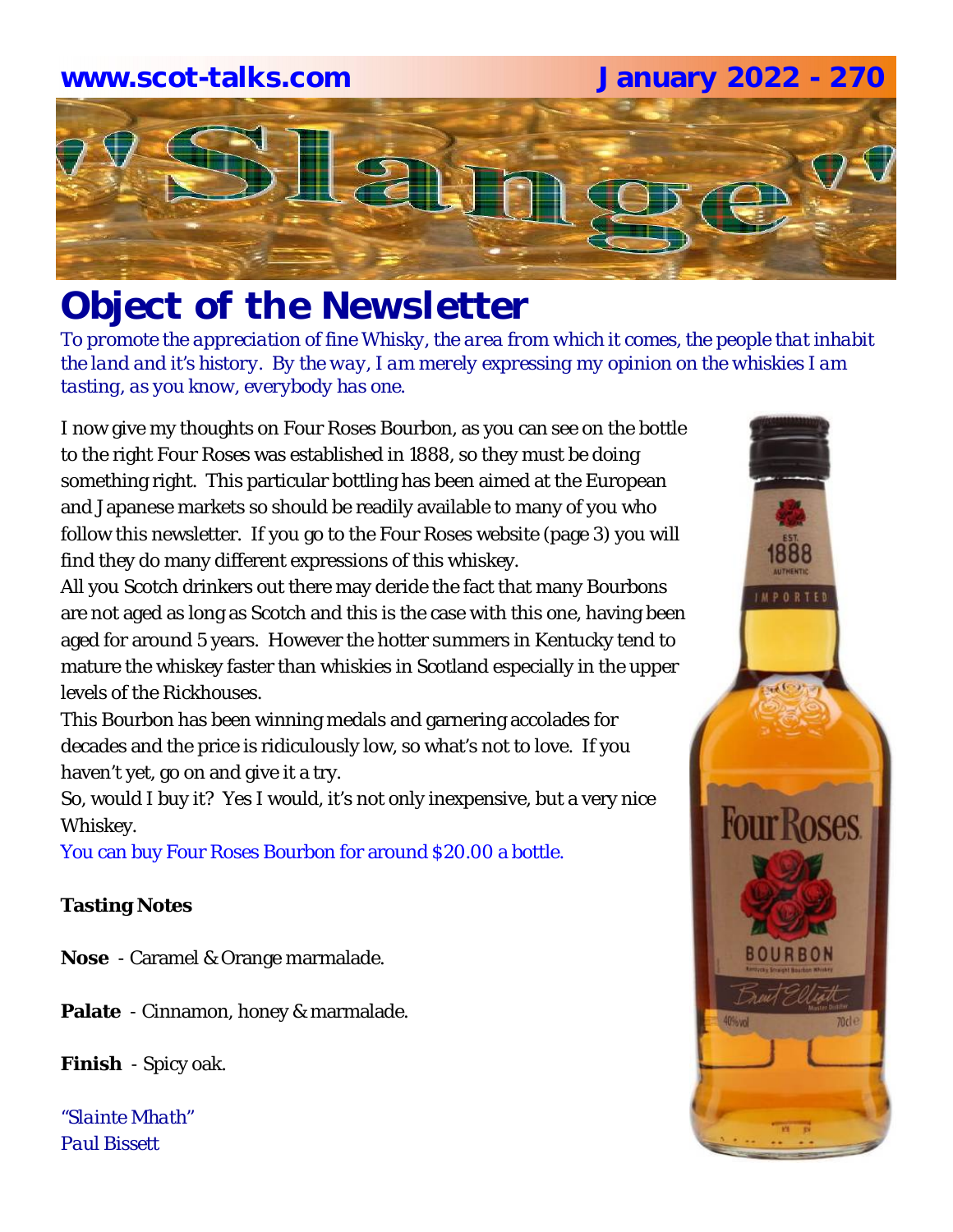www.scot-talks.com January 2022 - 270

# "Slange"

## Object of the Newsletter

*To promote the appreciation of fine Whisky, the area from which it comes, the people that inhabit the land and it's history. By the way, I am merely expressing my opinion on the whiskies I am tasting, as you know, everybody has one.*

I now give my thoughts on Four Roses Bourbon, as you can see on the bottle to the right Four Roses was established in 1888, so they must be doing something right. This particular bottling has been aimed at the European and Japanese markets so should be readily available to many of you who follow this newsletter. If you go to the Four Roses website (page 3) you will find they do many different expressions of this whiskey.

All you Scotch drinkers out there may deride the fact that many Bourbons are not aged as long as Scotch and this is the case with this one, having been aged for around 5 years. However the hotter summers in Kentucky tend to mature the whiskey faster than whiskies in Scotland especially in the upper levels of the Rickhouses.

This Bourbon has been winning medals and garnering accolades for decades and the price is ridiculously low, so what's not to love. If you haven't yet, go on and give it a try.

So, would I buy it? Yes I would, it's not only inexpensive, but a very nice Whiskey.

You can buy Four Roses Bourbon for around $20.00 a bottle.

**Tasting Notes**

**Nose** - Caramel & Orange marmalade.

**Palate** - Cinnamon, honey & marmalade.

**Finish** - Spicy oak.

*"Slainte Mhath"*
*Paul Bissett*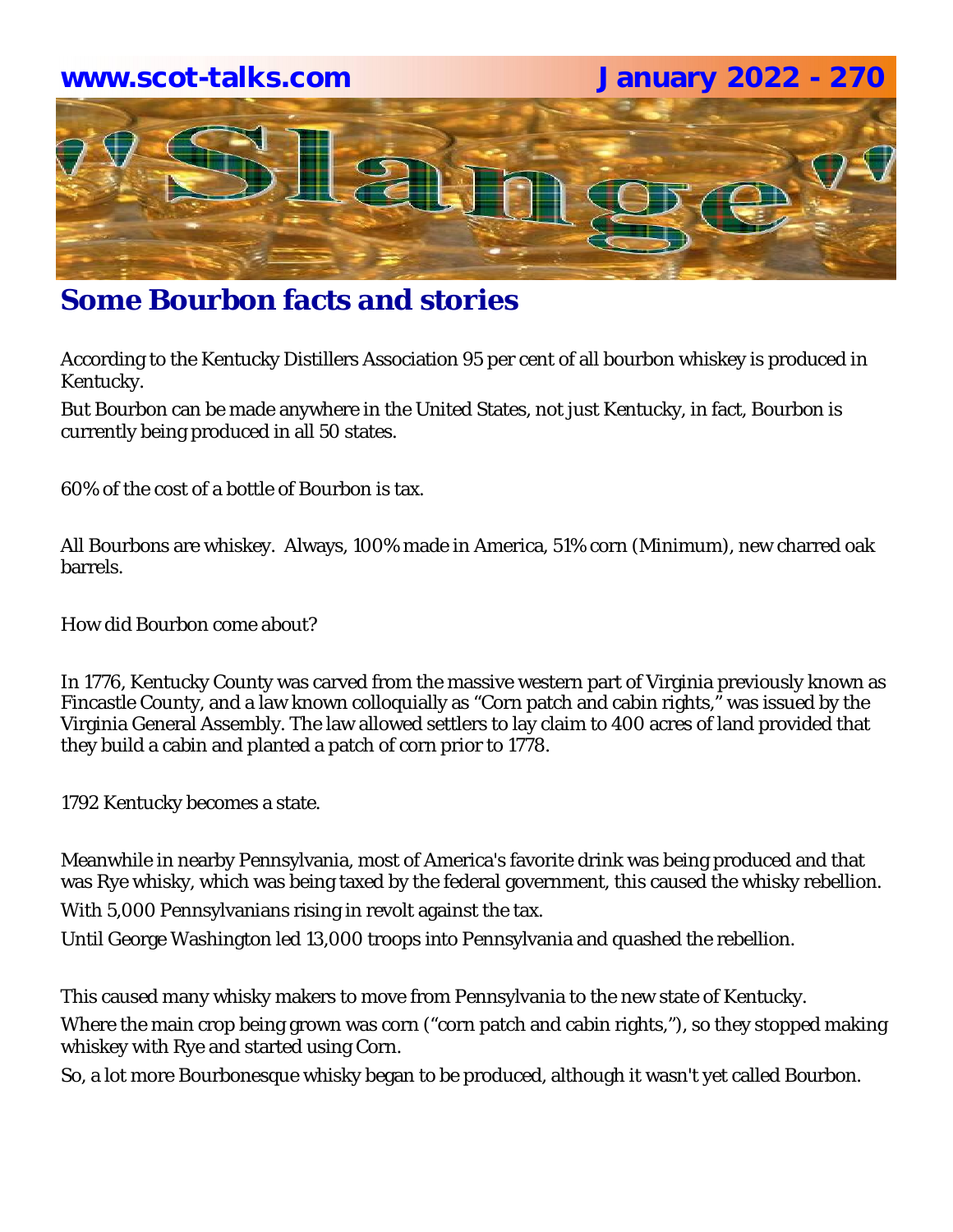## Some Bourbon facts and stories

According to the Kentucky Distillers Association 95 per cent of all bourbon whiskey is produced in Kentucky.

But Bourbon can be made anywhere in the United States, not just Kentucky, in fact, Bourbon is currently being produced in all 50 states.

60% of the cost of a bottle of Bourbon is tax.

All Bourbons are whiskey. Always, 100% made in America, 51% corn (Minimum), new charred oak barrels.

How did Bourbon come about?

In 1776, Kentucky County was carved from the massive western part of Virginia previously known as Fincastle County, and a law known colloquially as "Corn patch and cabin rights," was issued by the Virginia General Assembly. The law allowed settlers to lay claim to 400 acres of land provided that they build a cabin and planted a patch of corn prior to 1778.

1792 Kentucky becomes a state.

Meanwhile in nearby Pennsylvania, most of America's favorite drink was being produced and that was Rye whisky, which was being taxed by the federal government, this caused the whisky rebellion.

With 5,000 Pennsylvanians rising in revolt against the tax.

Until George Washington led 13,000 troops into Pennsylvania and quashed the rebellion.

This caused many whisky makers to move from Pennsylvania to the new state of Kentucky.

Where the main crop being grown was corn ("corn patch and cabin rights,"), so they stopped making whiskey with Rye and started using Corn.

So, a lot more Bourbonesque whisky began to be produced, although it wasn't yet called Bourbon.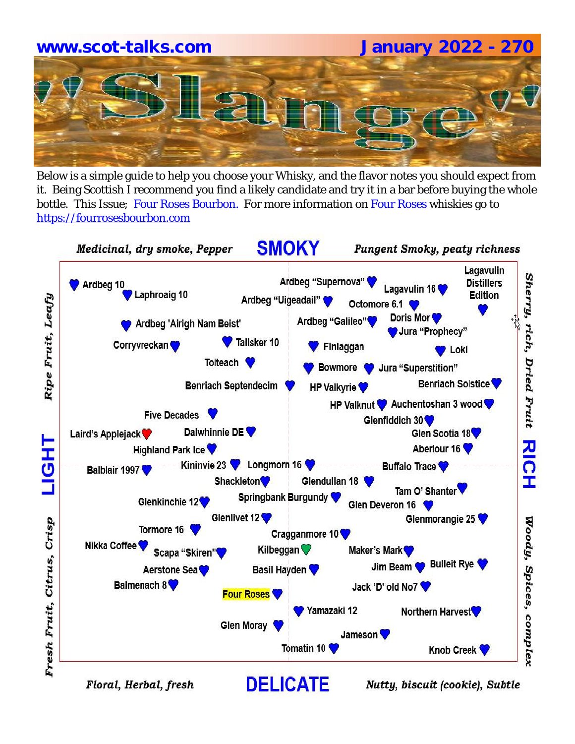www.scot-talks.com January 2022 - 270

# "Slange"

Below is a simple guide to help you choose your Whisky, and the flavor notes you should expect from it. Being Scottish I recommend you find a likely candidate and try it in a bar before buying the whole bottle. This Issue; Four Roses Bourbon. For more information on Four Roses whiskies go to https://fourrosesbourbon.com

**SMOKY**

*Medicinal, dry smoke, Pepper* — *Pungent Smoky, peaty richness*

**LIGHT** — *Ripe Fruit, Leafy* / *Fresh Fruit, Citrus, Crisp*

**RICH** — *Sherry, rich, Dried Fruit* / *Woody, Spices, complex*

**DELICATE**

*Floral, Herbal, fresh* — *Nutty, biscuit (cookie), Subtle*

Ardbeg 10, Laphroaig 10, Ardbeg "Supernova", Lagavulin 16, Lagavulin Distillers Edition, Ardbeg "Uigeadail", Octomore 6.1, Ardbeg 'Airigh Nam Beist', Ardbeg "Galileo", Doris Mor, Jura "Prophecy", Corryvreckan, Talisker 10, Finlaggan, Loki, Toiteach, Bowmore, Jura "Superstition", Benriach Septendecim, HP Valkyrie, Benriach Solstice, HP Valknut, Auchentoshan 3 wood, Five Decades, Glenfiddich 30, Laird's Applejack, Dalwhinnie DE, Glen Scotia 18, Highland Park Ice, Aberlour 16, Balblair 1997, Kininvie 23, Longmorn 16, Buffalo Trace, Shackleton, Glendullan 18, Tam O' Shanter, Glenkinchie 12, Springbank Burgundy, Glen Deveron 16, Glenlivet 12, Glenmorangie 25, Tormore 16, Cragganmore 10, Nikka Coffee, Scapa "Skiren", Kilbeggan, Maker's Mark, Aerstone Sea, Basil Hayden, Jim Beam, Bulleit Rye, Balmenach 8, Four Roses, Jack 'D' old No7, Yamazaki 12, Northern Harvest, Glen Moray, Jameson, Tomatin 10, Knob Creek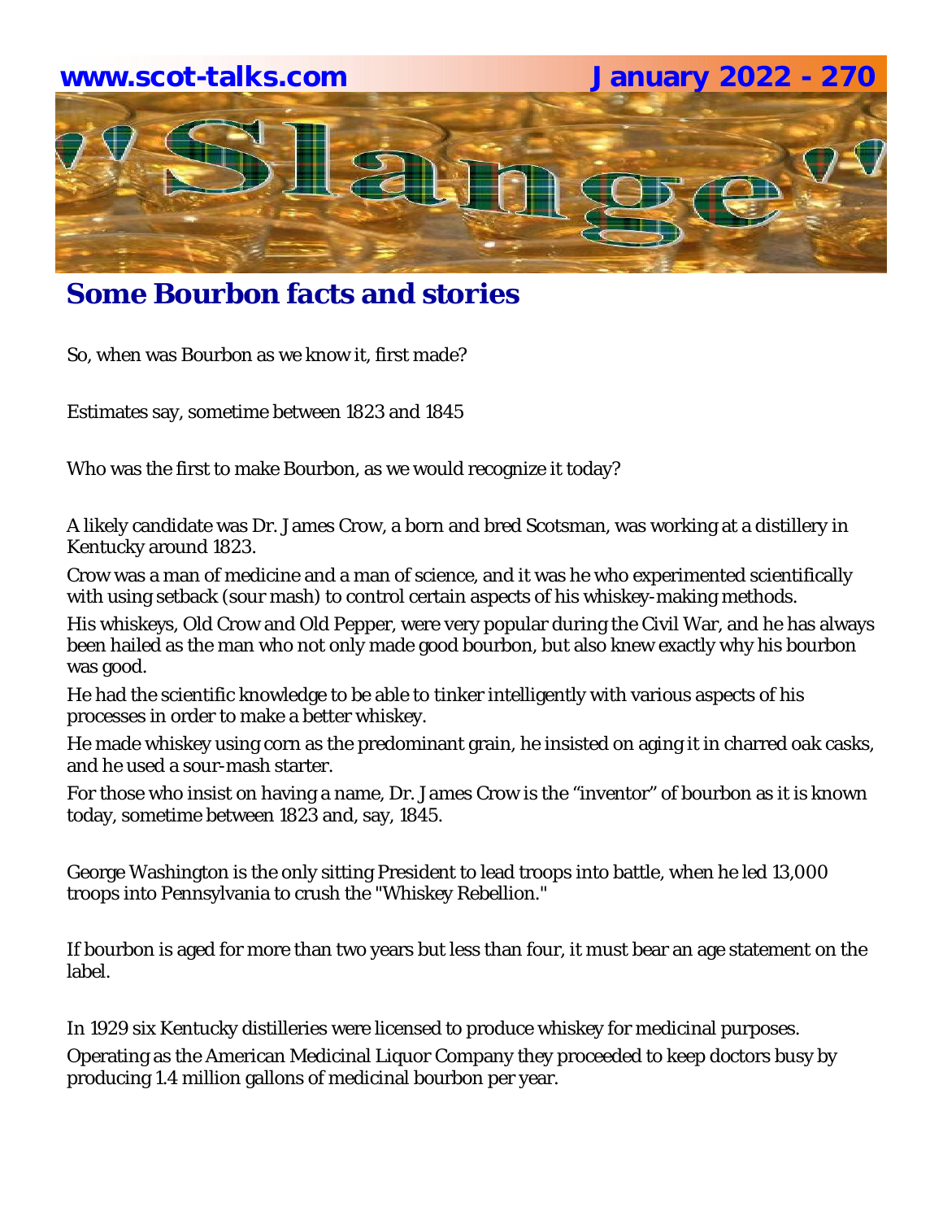## Some Bourbon facts and stories

So, when was Bourbon as we know it, first made?

Estimates say, sometime between 1823 and 1845

Who was the first to make Bourbon, as we would recognize it today?

A likely candidate was Dr. James Crow, a born and bred Scotsman, was working at a distillery in Kentucky around 1823.

Crow was a man of medicine and a man of science, and it was he who experimented scientifically with using setback (sour mash) to control certain aspects of his whiskey-making methods.

His whiskeys, Old Crow and Old Pepper, were very popular during the Civil War, and he has always been hailed as the man who not only made good bourbon, but also knew exactly why his bourbon was good.

He had the scientific knowledge to be able to tinker intelligently with various aspects of his processes in order to make a better whiskey.

He made whiskey using corn as the predominant grain, he insisted on aging it in charred oak casks, and he used a sour-mash starter.

For those who insist on having a name, Dr. James Crow is the "inventor" of bourbon as it is known today, sometime between 1823 and, say, 1845.

George Washington is the only sitting President to lead troops into battle, when he led 13,000 troops into Pennsylvania to crush the "Whiskey Rebellion."

If bourbon is aged for more than two years but less than four, it must bear an age statement on the label.

In 1929 six Kentucky distilleries were licensed to produce whiskey for medicinal purposes.

Operating as the American Medicinal Liquor Company they proceeded to keep doctors busy by producing 1.4 million gallons of medicinal bourbon per year.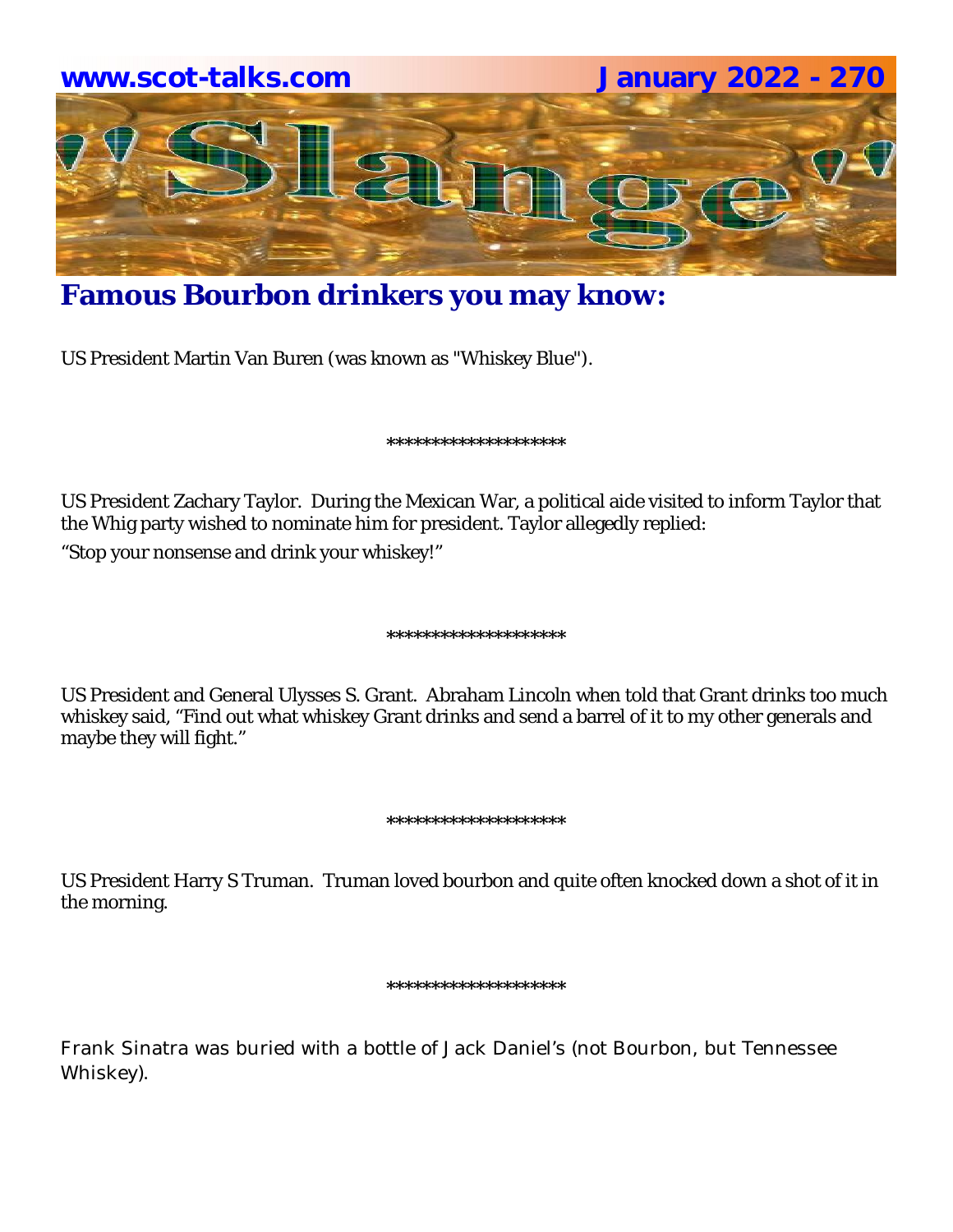# Famous Bourbon drinkers you may know:

US President Martin Van Buren (was known as "Whiskey Blue").

********************

US President Zachary Taylor. During the Mexican War, a political aide visited to inform Taylor that the Whig party wished to nominate him for president. Taylor allegedly replied:

"Stop your nonsense and drink your whiskey!"

********************

US President and General Ulysses S. Grant. Abraham Lincoln when told that Grant drinks too much whiskey said, "Find out what whiskey Grant drinks and send a barrel of it to my other generals and maybe they will fight."

********************

US President Harry S Truman. Truman loved bourbon and quite often knocked down a shot of it in the morning.

********************

Frank Sinatra was buried with a bottle of Jack Daniel's (not Bourbon, but Tennessee Whiskey).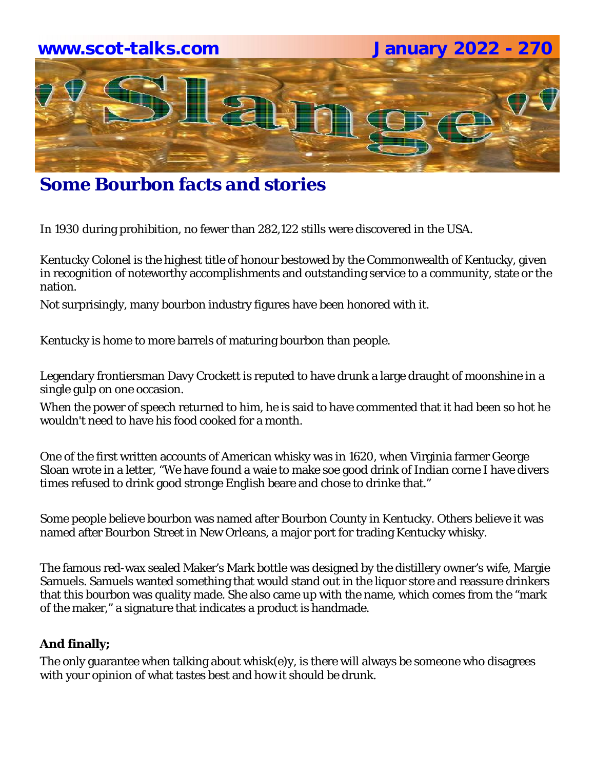## Some Bourbon facts and stories

In 1930 during prohibition, no fewer than 282,122 stills were discovered in the USA.

Kentucky Colonel is the highest title of honour bestowed by the Commonwealth of Kentucky, given in recognition of noteworthy accomplishments and outstanding service to a community, state or the nation.

Not surprisingly, many bourbon industry figures have been honored with it.

Kentucky is home to more barrels of maturing bourbon than people.

Legendary frontiersman Davy Crockett is reputed to have drunk a large draught of moonshine in a single gulp on one occasion.

When the power of speech returned to him, he is said to have commented that it had been so hot he wouldn't need to have his food cooked for a month.

One of the first written accounts of American whisky was in 1620, when Virginia farmer George Sloan wrote in a letter, "We have found a waie to make soe good drink of Indian corne I have divers times refused to drink good stronge English beare and chose to drinke that."

Some people believe bourbon was named after Bourbon County in Kentucky. Others believe it was named after Bourbon Street in New Orleans, a major port for trading Kentucky whisky.

The famous red-wax sealed Maker's Mark bottle was designed by the distillery owner's wife, Margie Samuels. Samuels wanted something that would stand out in the liquor store and reassure drinkers that this bourbon was quality made. She also came up with the name, which comes from the "mark of the maker," a signature that indicates a product is handmade.

**And finally;**

The only guarantee when talking about whisk(e)y, is there will always be someone who disagrees with your opinion of what tastes best and how it should be drunk.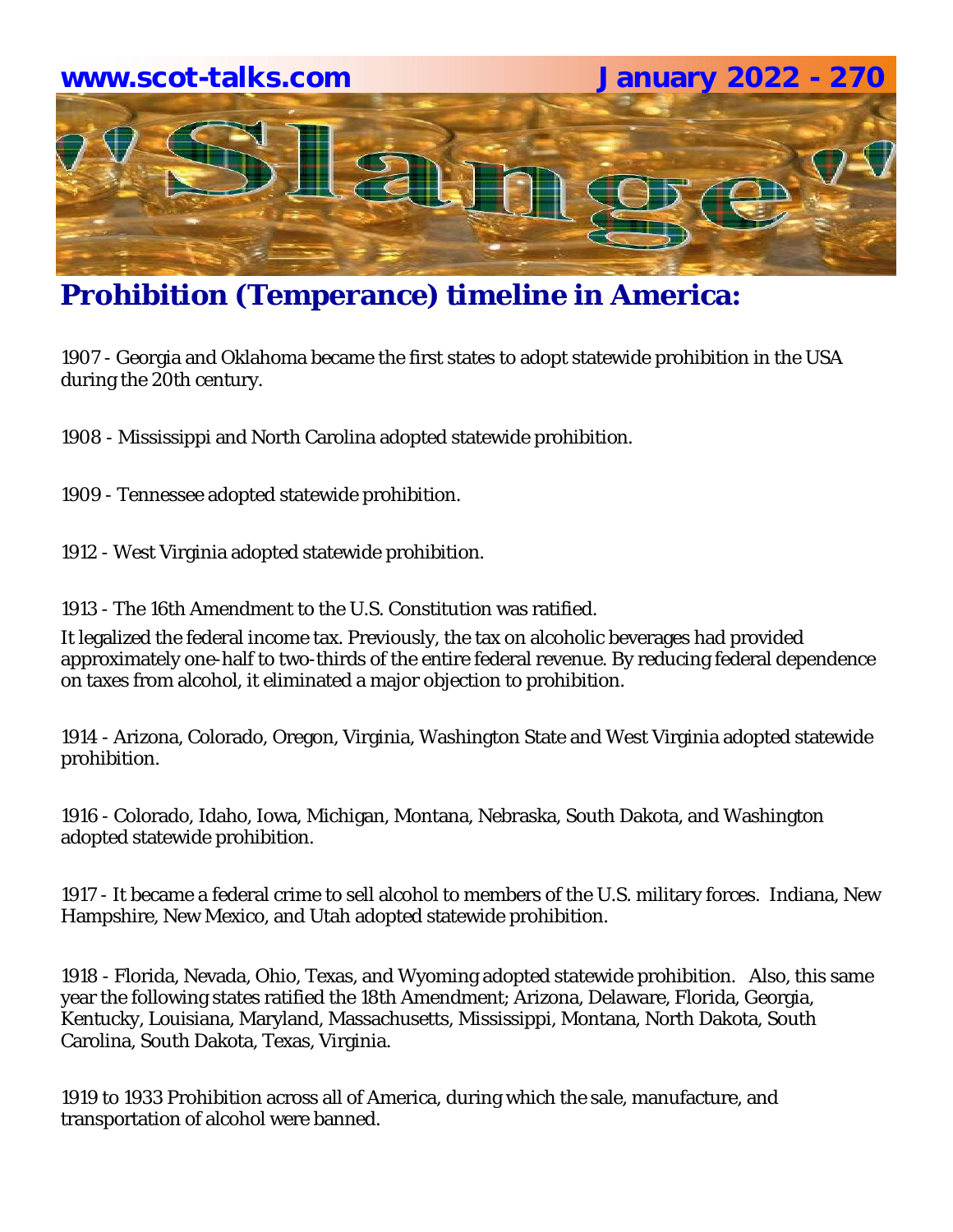## Prohibition (Temperance) timeline in America:

1907 - Georgia and Oklahoma became the first states to adopt statewide prohibition in the USA during the 20th century.

1908 - Mississippi and North Carolina adopted statewide prohibition.

1909 - Tennessee adopted statewide prohibition.

1912 - West Virginia adopted statewide prohibition.

1913 - The 16th Amendment to the U.S. Constitution was ratified.

It legalized the federal income tax. Previously, the tax on alcoholic beverages had provided approximately one-half to two-thirds of the entire federal revenue. By reducing federal dependence on taxes from alcohol, it eliminated a major objection to prohibition.

1914 - Arizona, Colorado, Oregon, Virginia, Washington State and West Virginia adopted statewide prohibition.

1916 - Colorado, Idaho, Iowa, Michigan, Montana, Nebraska, South Dakota, and Washington adopted statewide prohibition.

1917 - It became a federal crime to sell alcohol to members of the U.S. military forces. Indiana, New Hampshire, New Mexico, and Utah adopted statewide prohibition.

1918 - Florida, Nevada, Ohio, Texas, and Wyoming adopted statewide prohibition. Also, this same year the following states ratified the 18th Amendment; Arizona, Delaware, Florida, Georgia, Kentucky, Louisiana, Maryland, Massachusetts, Mississippi, Montana, North Dakota, South Carolina, South Dakota, Texas, Virginia.

1919 to 1933 Prohibition across all of America, during which the sale, manufacture, and transportation of alcohol were banned.